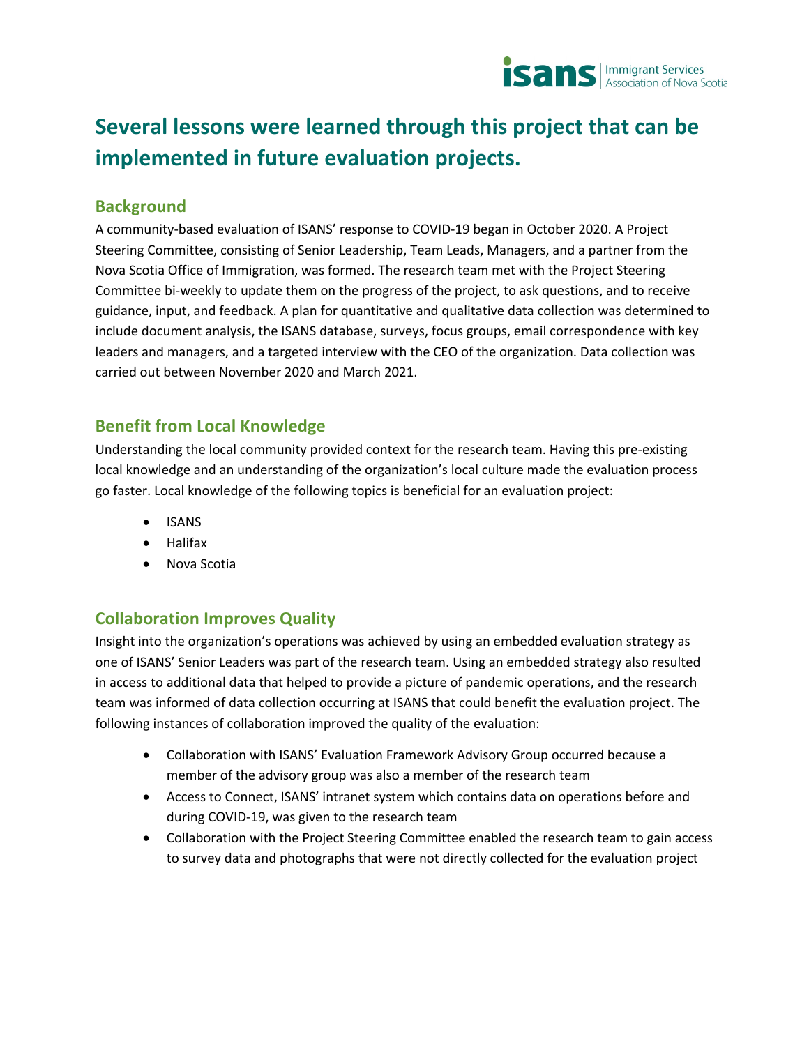# Several lessons were learned through this project that can be implemented in future evaluation projects.

## Background

A community-based evaluation of ISANS' response to COVID-19 began in October 2020. A Project Steering Committee, consisting of Senior Leadership, Team Leads, Managers, and a partner from the Nova Scotia Office of Immigration, was formed. The research team met with the Project Steering Committee bi-weekly to update them on the progress of the project, to ask questions, and to receive guidance, input, and feedback. A plan for quantitative and qualitative data collection was determined to include document analysis, the ISANS database, surveys, focus groups, email correspondence with key leaders and managers, and a targeted interview with the CEO of the organization. Data collection was carried out between November 2020 and March 2021.

## Benefit from Local Knowledge

Understanding the local community provided context for the research team. Having this pre-existing local knowledge and an understanding of the organization's local culture made the evaluation process go faster. Local knowledge of the following topics is beneficial for an evaluation project:

- ISANS
- Halifax
- Nova Scotia

## Collaboration Improves Quality

Insight into the organization's operations was achieved by using an embedded evaluation strategy as one of ISANS' Senior Leaders was part of the research team. Using an embedded strategy also resulted in access to additional data that helped to provide a picture of pandemic operations, and the research team was informed of data collection occurring at ISANS that could benefit the evaluation project. The following instances of collaboration improved the quality of the evaluation:

- Collaboration with ISANS' Evaluation Framework Advisory Group occurred because a member of the advisory group was also a member of the research team
- Access to Connect, ISANS' intranet system which contains data on operations before and during COVID-19, was given to the research team
- Collaboration with the Project Steering Committee enabled the research team to gain access to survey data and photographs that were not directly collected for the evaluation project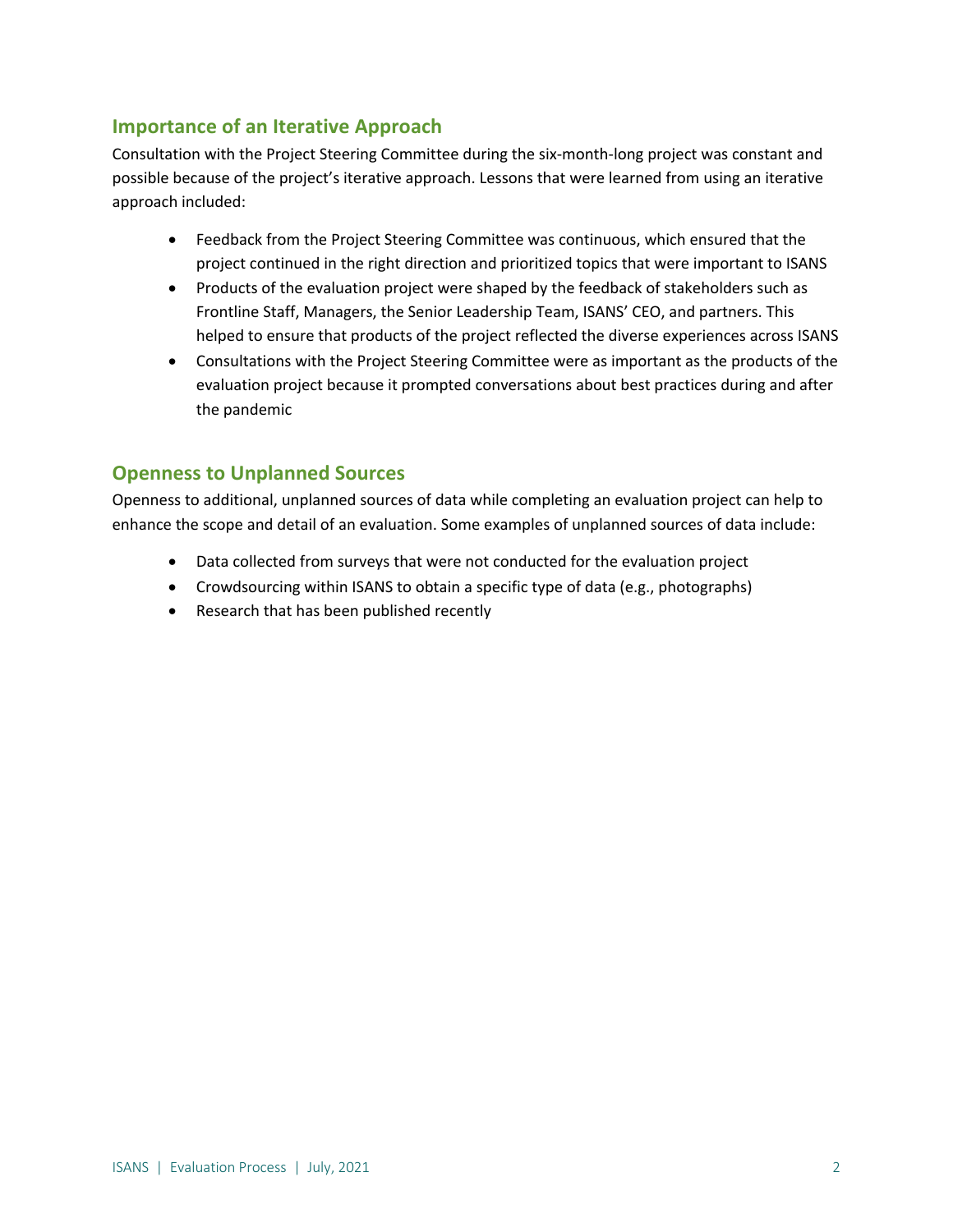## Importance of an Iterative Approach

Consultation with the Project Steering Committee during the six-month-long project was constant and possible because of the project's iterative approach. Lessons that were learned from using an iterative approach included:

- Feedback from the Project Steering Committee was continuous, which ensured that the project continued in the right direction and prioritized topics that were important to ISANS
- Products of the evaluation project were shaped by the feedback of stakeholders such as Frontline Staff, Managers, the Senior Leadership Team, ISANS' CEO, and partners. This helped to ensure that products of the project reflected the diverse experiences across ISANS
- Consultations with the Project Steering Committee were as important as the products of the evaluation project because it prompted conversations about best practices during and after the pandemic

## Openness to Unplanned Sources

Openness to additional, unplanned sources of data while completing an evaluation project can help to enhance the scope and detail of an evaluation. Some examples of unplanned sources of data include:

- Data collected from surveys that were not conducted for the evaluation project
- Crowdsourcing within ISANS to obtain a specific type of data (e.g., photographs)
- Research that has been published recently